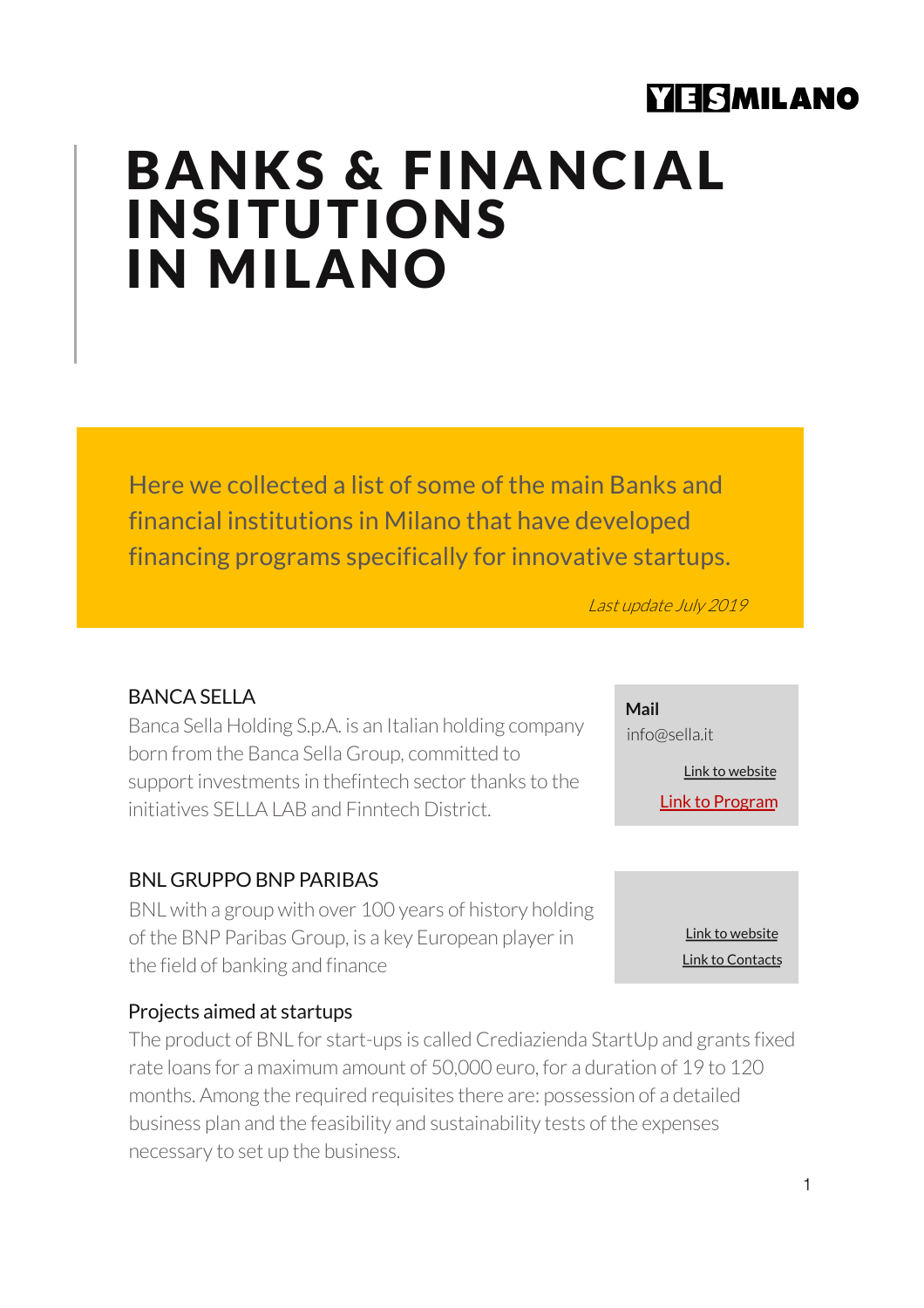YESMILANO

# BANKS & FINANCIAL INSITUTIONS IN MILANO

Here we collected a list of some of the main Banks and financial institutions in Milano that have developed financing programs specifically for innovative startups.

*Last update July 2019*

## BANCA SELLA

Banca Sella Holding S.p.A. is an Italian holding company born from the Banca Sella Group, committed to support investments in thefintech sector thanks to the initiatives SELLA LAB and Finntech District.

**Mail**
info@sella.it

Link to website

Link to Program

## BNL GRUPPO BNP PARIBAS

BNL with a group with over 100 years of history holding of the BNP Paribas Group, is a key European player in the field of banking and finance

Link to website

Link to Contacts

### Projects aimed at startups

The product of BNL for start-ups is called Crediazienda StartUp and grants fixed rate loans for a maximum amount of 50,000 euro, for a duration of 19 to 120 months. Among the required requisites there are: possession of a detailed business plan and the feasibility and sustainability tests of the expenses necessary to set up the business.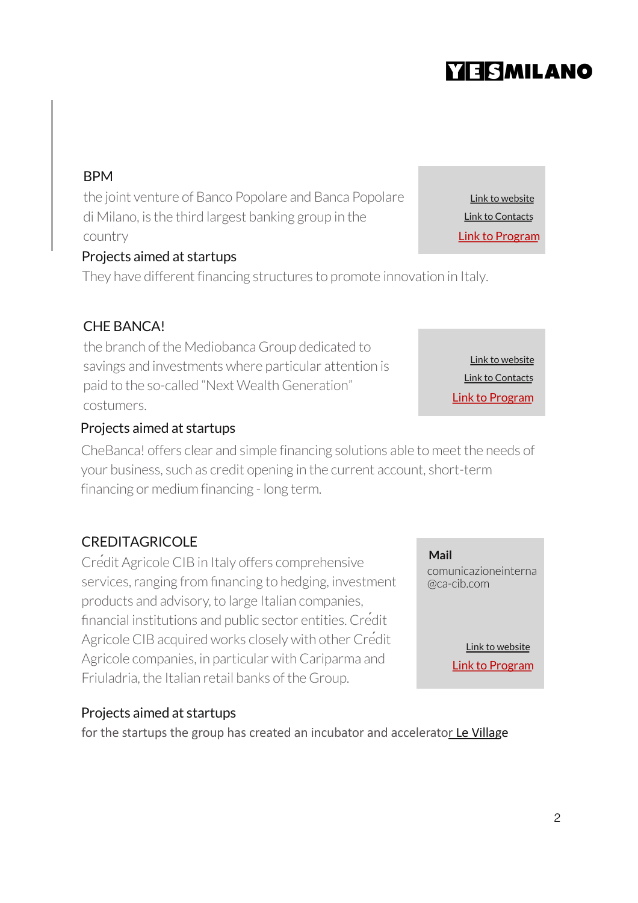## BPM

the joint venture of Banco Popolare and Banca Popolare di Milano, is the third largest banking group in the country

Link to website
Link to Contacts
Link to Program

### Projects aimed at startups

They have different financing structures to promote innovation in Italy.

## CHE BANCA!

the branch of the Mediobanca Group dedicated to savings and investments where particular attention is paid to the so-called "Next Wealth Generation" costumers.

Link to website
Link to Contacts
Link to Program

### Projects aimed at startups

CheBanca! offers clear and simple financing solutions able to meet the needs of your business, such as credit opening in the current account, short-term financing or medium financing - long term.

## CREDITAGRICOLE

Crédit Agricole CIB in Italy offers comprehensive services, ranging from financing to hedging, investment products and advisory, to large Italian companies, financial institutions and public sector entities. Crédit Agricole CIB acquired works closely with other Crédit Agricole companies, in particular with Cariparma and Friuladria, the Italian retail banks of the Group.

**Mail**
comunicazioneinterna@ca-cib.com

Link to website
Link to Program

### Projects aimed at startups

for the startups the group has created an incubator and accelerator Le Village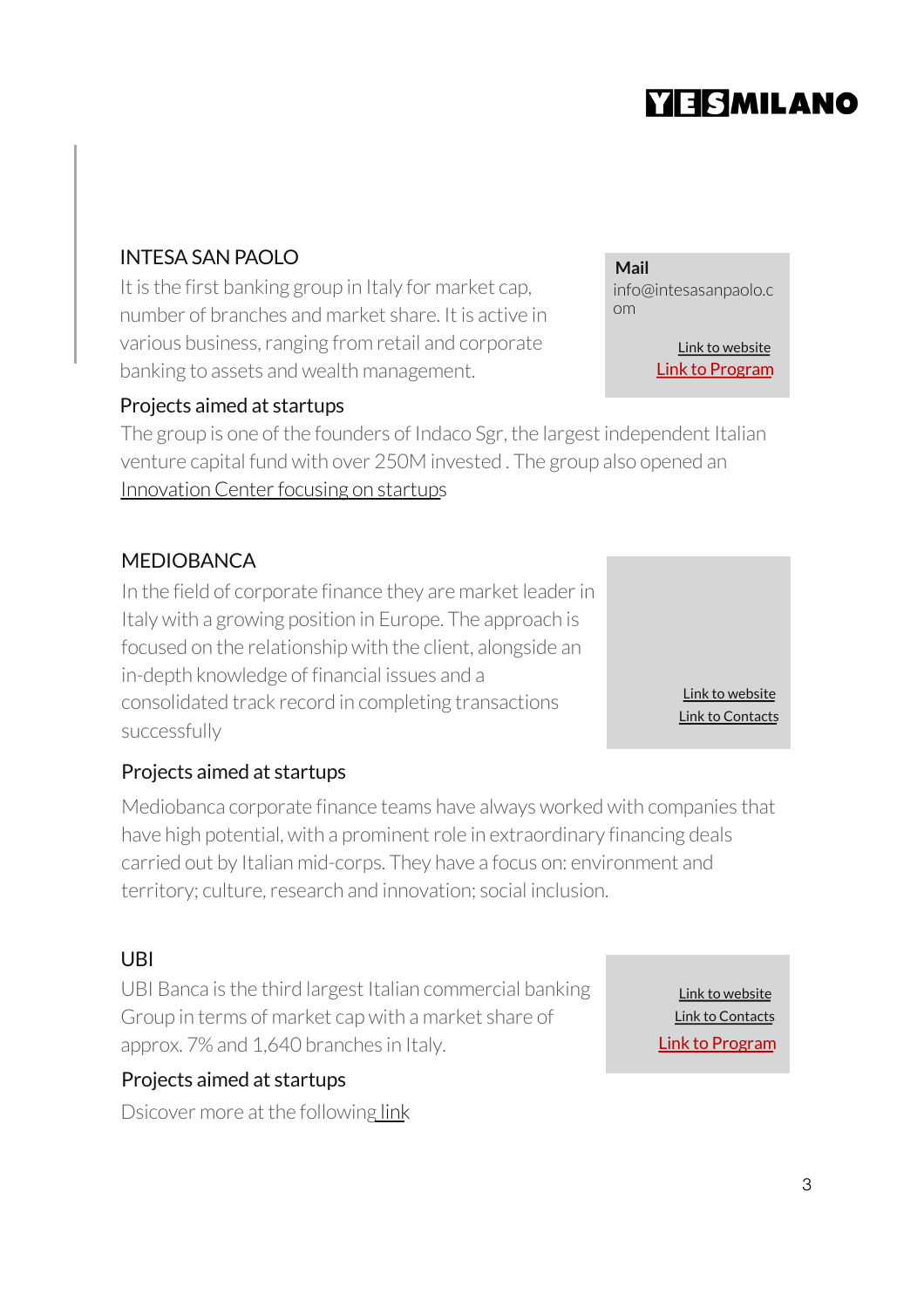## INTESA SAN PAOLO

It is the first banking group in Italy for market cap, number of branches and market share. It is active in various business, ranging from retail and corporate banking to assets and wealth management.

**Mail**
info@intesasanpaolo.com

Link to website
Link to Program

### Projects aimed at startups

The group is one of the founders of Indaco Sgr, the largest independent Italian venture capital fund with over 250M invested . The group also opened an Innovation Center focusing on startups

## MEDIOBANCA

In the field of corporate finance they are market leader in Italy with a growing position in Europe. The approach is focused on the relationship with the client, alongside an in-depth knowledge of financial issues and a consolidated track record in completing transactions successfully

Link to website
Link to Contacts

### Projects aimed at startups

Mediobanca corporate finance teams have always worked with companies that have high potential, with a prominent role in extraordinary financing deals carried out by Italian mid-corps. They have a focus on: environment and territory; culture, research and innovation; social inclusion.

## UBI

UBI Banca is the third largest Italian commercial banking Group in terms of market cap with a market share of approx. 7% and 1,640 branches in Italy.

Link to website
Link to Contacts
Link to Program

### Projects aimed at startups

Dsicover more at the following link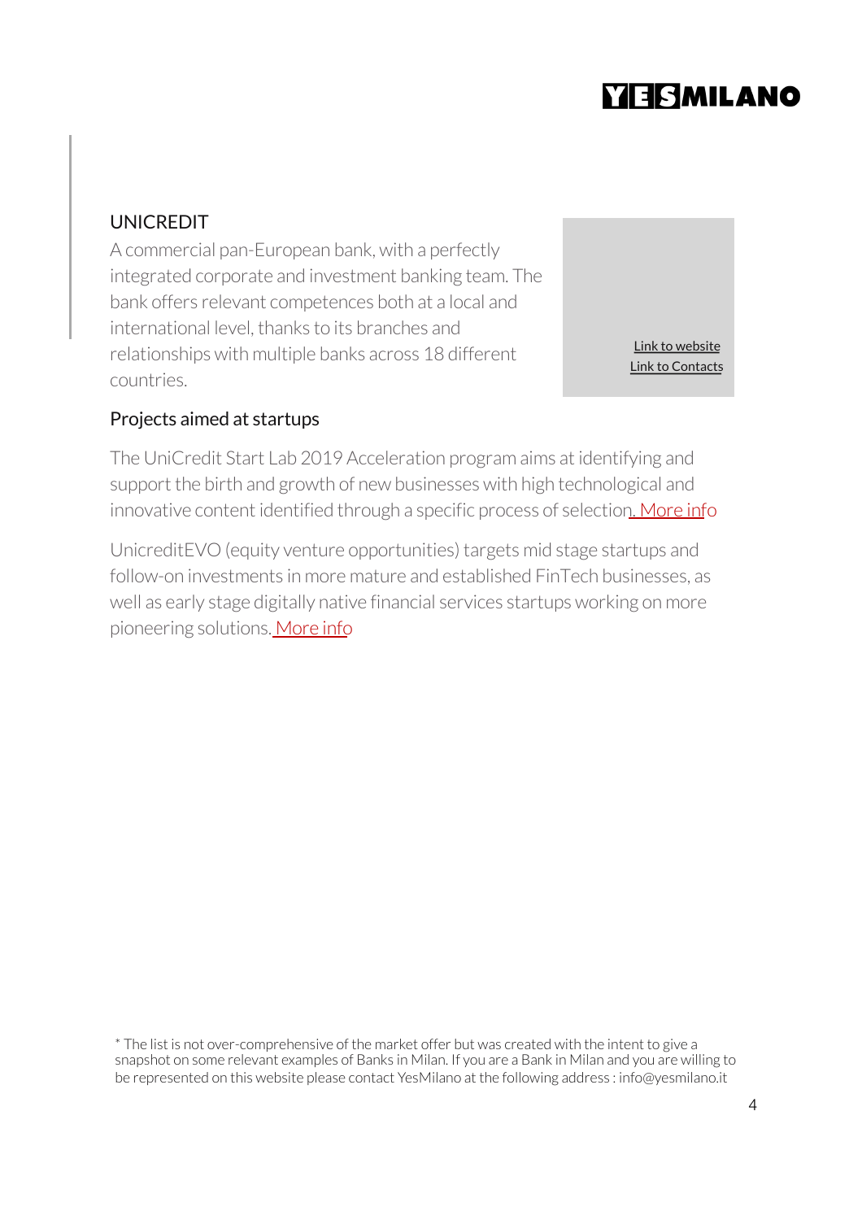## UNICREDIT

A commercial pan-European bank, with a perfectly integrated corporate and investment banking team. The bank offers relevant competences both at a local and international level, thanks to its branches and relationships with multiple banks across 18 different countries.

Link to website
Link to Contacts

### Projects aimed at startups

The UniCredit Start Lab 2019 Acceleration program aims at identifying and support the birth and growth of new businesses with high technological and innovative content identified through a specific process of selection. More info

UnicreditEVO (equity venture opportunities) targets mid stage startups and follow-on investments in more mature and established FinTech businesses, as well as early stage digitally native financial services startups working on more pioneering solutions. More info

* The list is not over-comprehensive of the market offer but was created with the intent to give a snapshot on some relevant examples of Banks in Milan. If you are a Bank in Milan and you are willing to be represented on this website please contact YesMilano at the following address : info@yesmilano.it